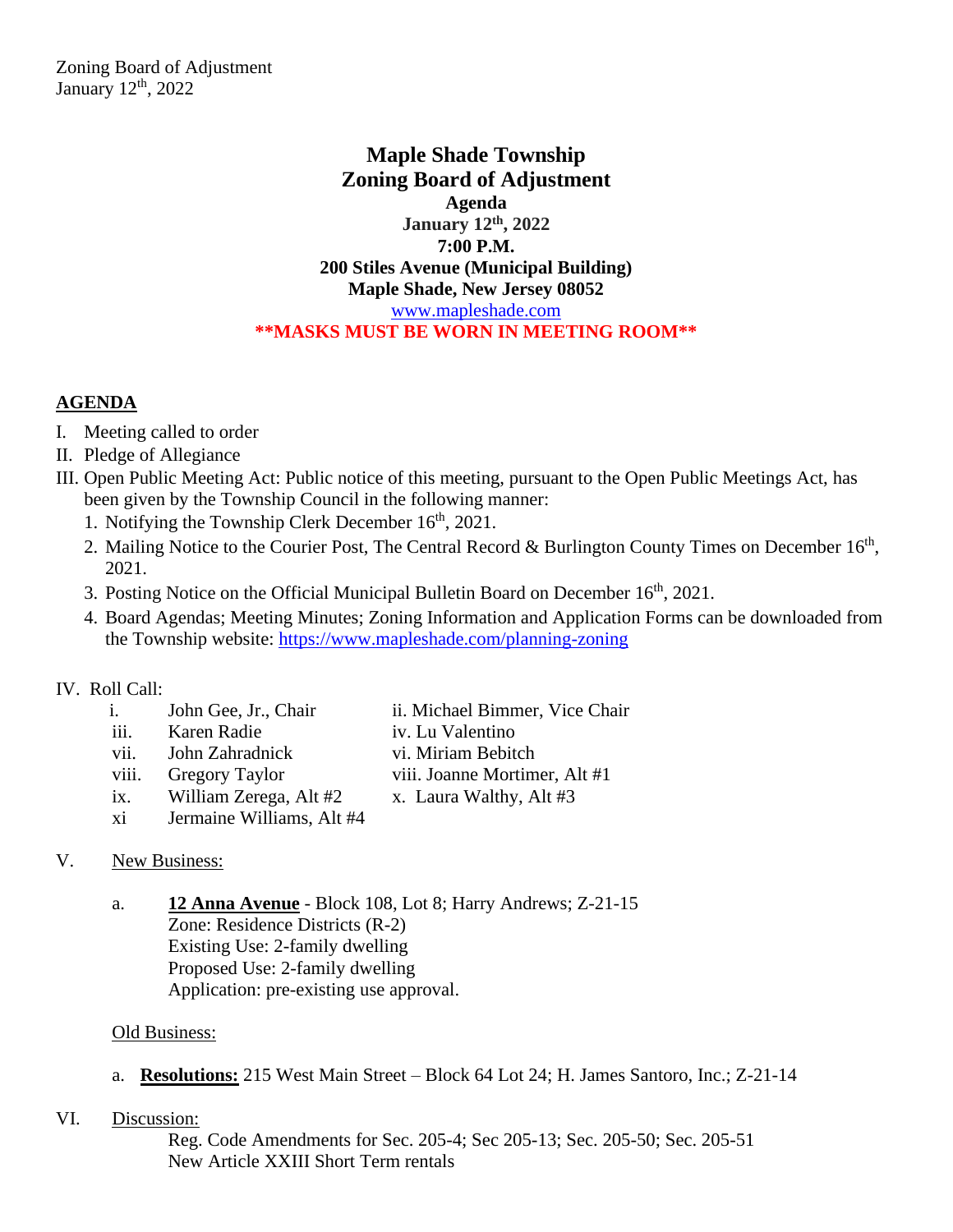Zoning Board of Adjustment
January 12th, 2022

# Maple Shade Township
# Zoning Board of Adjustment
### Agenda
**January 12th, 2022**
**7:00 P.M.**
**200 Stiles Avenue (Municipal Building)**
**Maple Shade, New Jersey 08052**
www.mapleshade.com
**\*\*MASKS MUST BE WORN IN MEETING ROOM\*\***

## AGENDA

I. Meeting called to order
II. Pledge of Allegiance
III. Open Public Meeting Act: Public notice of this meeting, pursuant to the Open Public Meetings Act, has been given by the Township Council in the following manner:
   1. Notifying the Township Clerk December 16th, 2021.
   2. Mailing Notice to the Courier Post, The Central Record & Burlington County Times on December 16th, 2021.
   3. Posting Notice on the Official Municipal Bulletin Board on December 16th, 2021.
   4. Board Agendas; Meeting Minutes; Zoning Information and Application Forms can be downloaded from the Township website: https://www.mapleshade.com/planning-zoning

IV. Roll Call:

| | | |
|---|---|---|
| i. | John Gee, Jr., Chair | ii. Michael Bimmer, Vice Chair |
| iii. | Karen Radie | iv. Lu Valentino |
| vii. | John Zahradnick | vi. Miriam Bebitch |
| viii. | Gregory Taylor | viii. Joanne Mortimer, Alt #1 |
| ix. | William Zerega, Alt #2 | x. Laura Walthy, Alt #3 |
| xi | Jermaine Williams, Alt #4 | |

V. New Business:

   a. **12 Anna Avenue** - Block 108, Lot 8; Harry Andrews; Z-21-15
      Zone: Residence Districts (R-2)
      Existing Use: 2-family dwelling
      Proposed Use: 2-family dwelling
      Application: pre-existing use approval.

   Old Business:

   a. **Resolutions:** 215 West Main Street – Block 64 Lot 24; H. James Santoro, Inc.; Z-21-14

VI. Discussion:
      Reg. Code Amendments for Sec. 205-4; Sec 205-13; Sec. 205-50; Sec. 205-51
      New Article XXIII Short Term rentals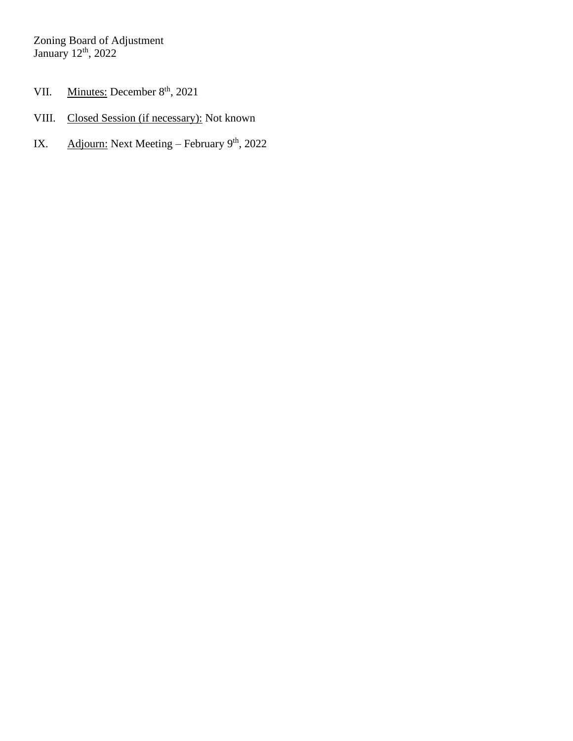VII. Minutes: December 8th, 2021

VIII. Closed Session (if necessary): Not known

IX. Adjourn: Next Meeting – February 9th, 2022